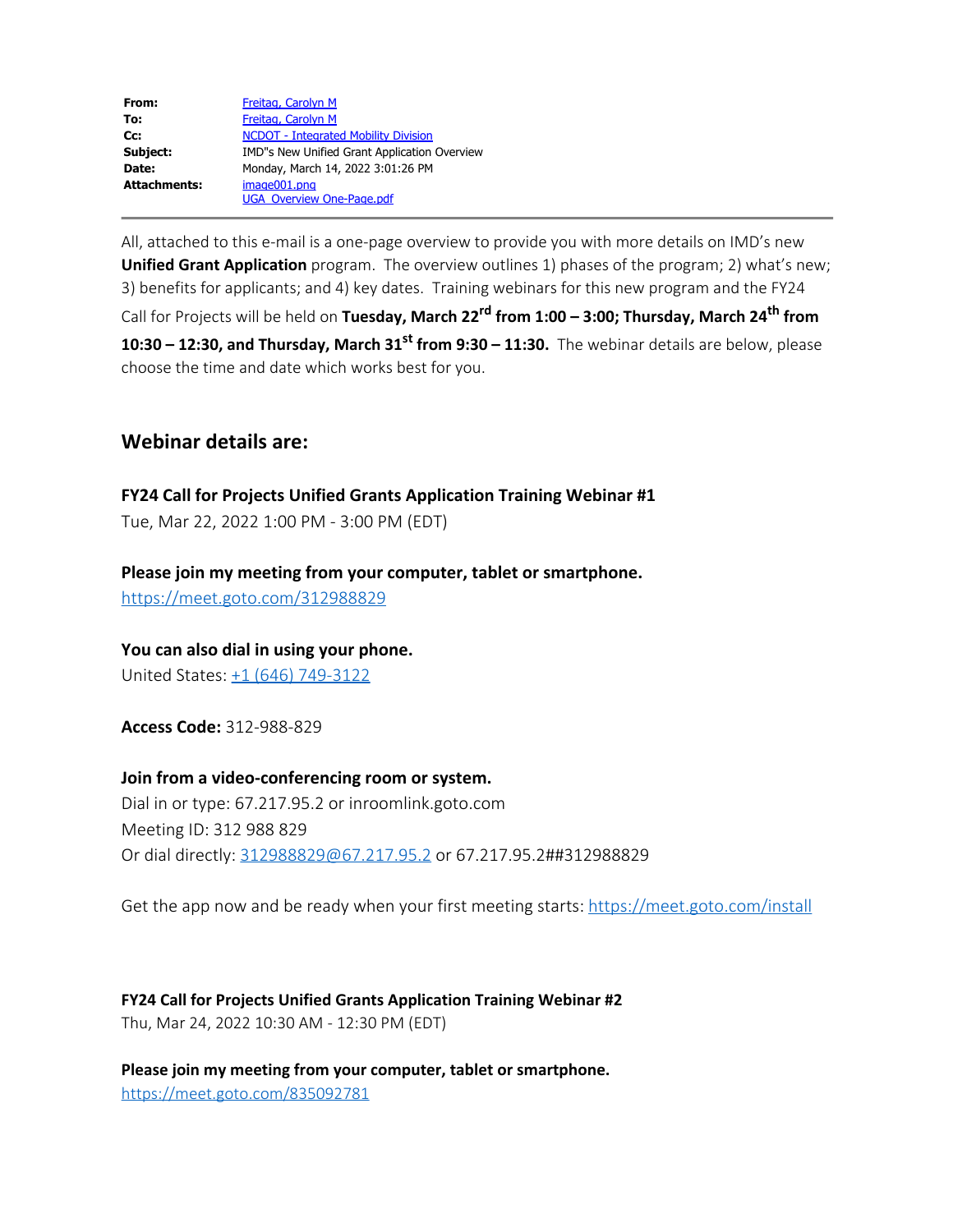| | |
|---|---|
| **From:** | Freitag, Carolyn M |
| **To:** | Freitag, Carolyn M |
| **Cc:** | NCDOT - Integrated Mobility Division |
| **Subject:** | IMD"s New Unified Grant Application Overview |
| **Date:** | Monday, March 14, 2022 3:01:26 PM |
| **Attachments:** | image001.png<br>UGA Overview One-Page.pdf |

---

All, attached to this e-mail is a one-page overview to provide you with more details on IMD's new **Unified Grant Application** program. The overview outlines 1) phases of the program; 2) what's new; 3) benefits for applicants; and 4) key dates. Training webinars for this new program and the FY24 Call for Projects will be held on **Tuesday, March 22nd from 1:00 – 3:00; Thursday, March 24th from 10:30 – 12:30, and Thursday, March 31st from 9:30 – 11:30.** The webinar details are below, please choose the time and date which works best for you.

## Webinar details are:

**FY24 Call for Projects Unified Grants Application Training Webinar #1**
Tue, Mar 22, 2022 1:00 PM - 3:00 PM (EDT)

**Please join my meeting from your computer, tablet or smartphone.**
https://meet.goto.com/312988829

**You can also dial in using your phone.**
United States: +1 (646) 749-3122

**Access Code:** 312-988-829

**Join from a video-conferencing room or system.**
Dial in or type: 67.217.95.2 or inroomlink.goto.com
Meeting ID: 312 988 829
Or dial directly: 312988829@67.217.95.2 or 67.217.95.2##312988829

Get the app now and be ready when your first meeting starts: https://meet.goto.com/install

**FY24 Call for Projects Unified Grants Application Training Webinar #2**
Thu, Mar 24, 2022 10:30 AM - 12:30 PM (EDT)

**Please join my meeting from your computer, tablet or smartphone.**
https://meet.goto.com/835092781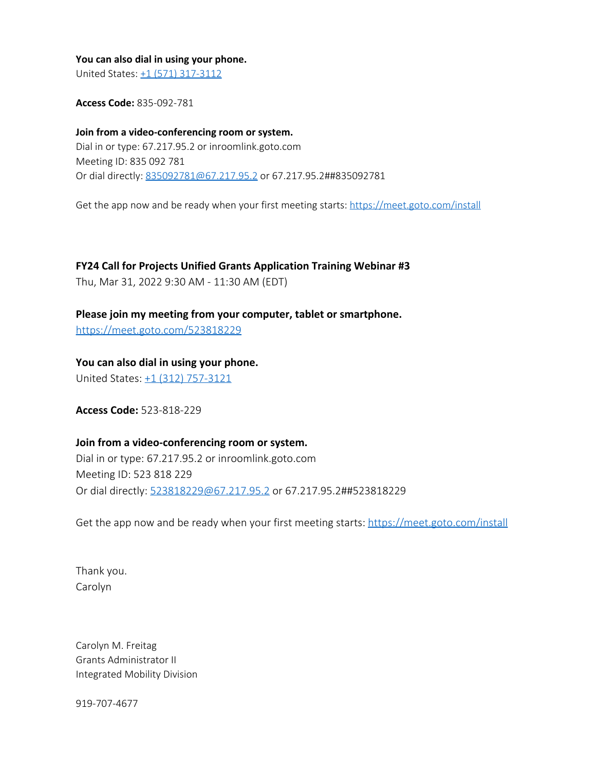**You can also dial in using your phone.**
United States: [+1 (571) 317-3112](tel:+15713173112)

**Access Code:** 835-092-781

**Join from a video-conferencing room or system.**
Dial in or type: 67.217.95.2 or inroomlink.goto.com
Meeting ID: 835 092 781
Or dial directly: [835092781@67.217.95.2](mailto:835092781@67.217.95.2) or 67.217.95.2##835092781

Get the app now and be ready when your first meeting starts: [https://meet.goto.com/install](https://meet.goto.com/install)

**FY24 Call for Projects Unified Grants Application Training Webinar #3**
Thu, Mar 31, 2022 9:30 AM - 11:30 AM (EDT)

**Please join my meeting from your computer, tablet or smartphone.**
[https://meet.goto.com/523818229](https://meet.goto.com/523818229)

**You can also dial in using your phone.**
United States: [+1 (312) 757-3121](tel:+13127573121)

**Access Code:** 523-818-229

**Join from a video-conferencing room or system.**
Dial in or type: 67.217.95.2 or inroomlink.goto.com
Meeting ID: 523 818 229
Or dial directly: [523818229@67.217.95.2](mailto:523818229@67.217.95.2) or 67.217.95.2##523818229

Get the app now and be ready when your first meeting starts: [https://meet.goto.com/install](https://meet.goto.com/install)

Thank you.
Carolyn

Carolyn M. Freitag
Grants Administrator II
Integrated Mobility Division

919-707-4677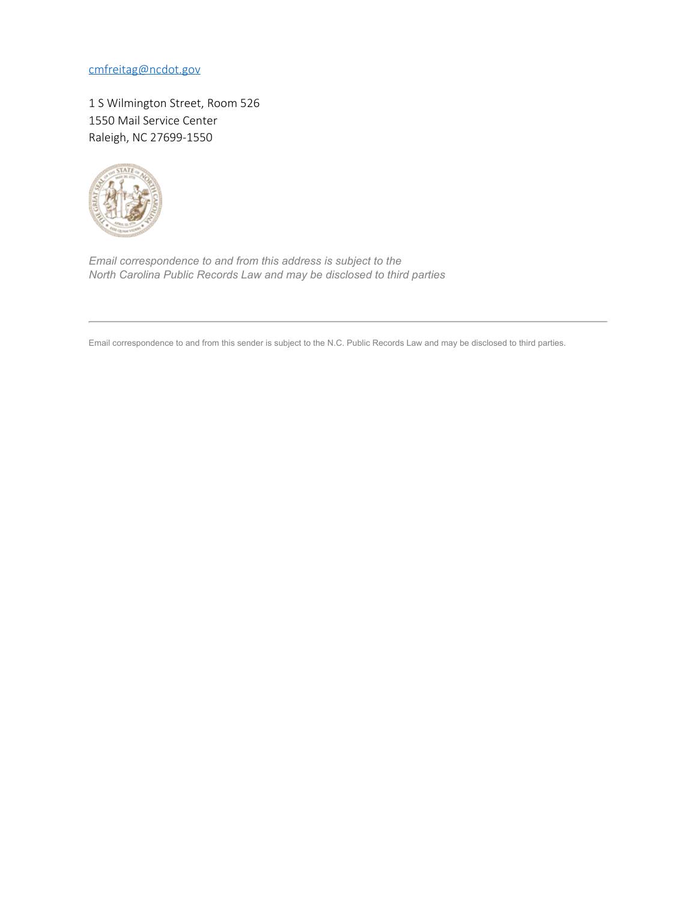[cmfreitag@ncdot.gov](mailto:cmfreitag@ncdot.gov)

1 S Wilmington Street, Room 526
1550 Mail Service Center
Raleigh, NC 27699-1550

*Email correspondence to and from this address is subject to the North Carolina Public Records Law and may be disclosed to third parties*

---

Email correspondence to and from this sender is subject to the N.C. Public Records Law and may be disclosed to third parties.